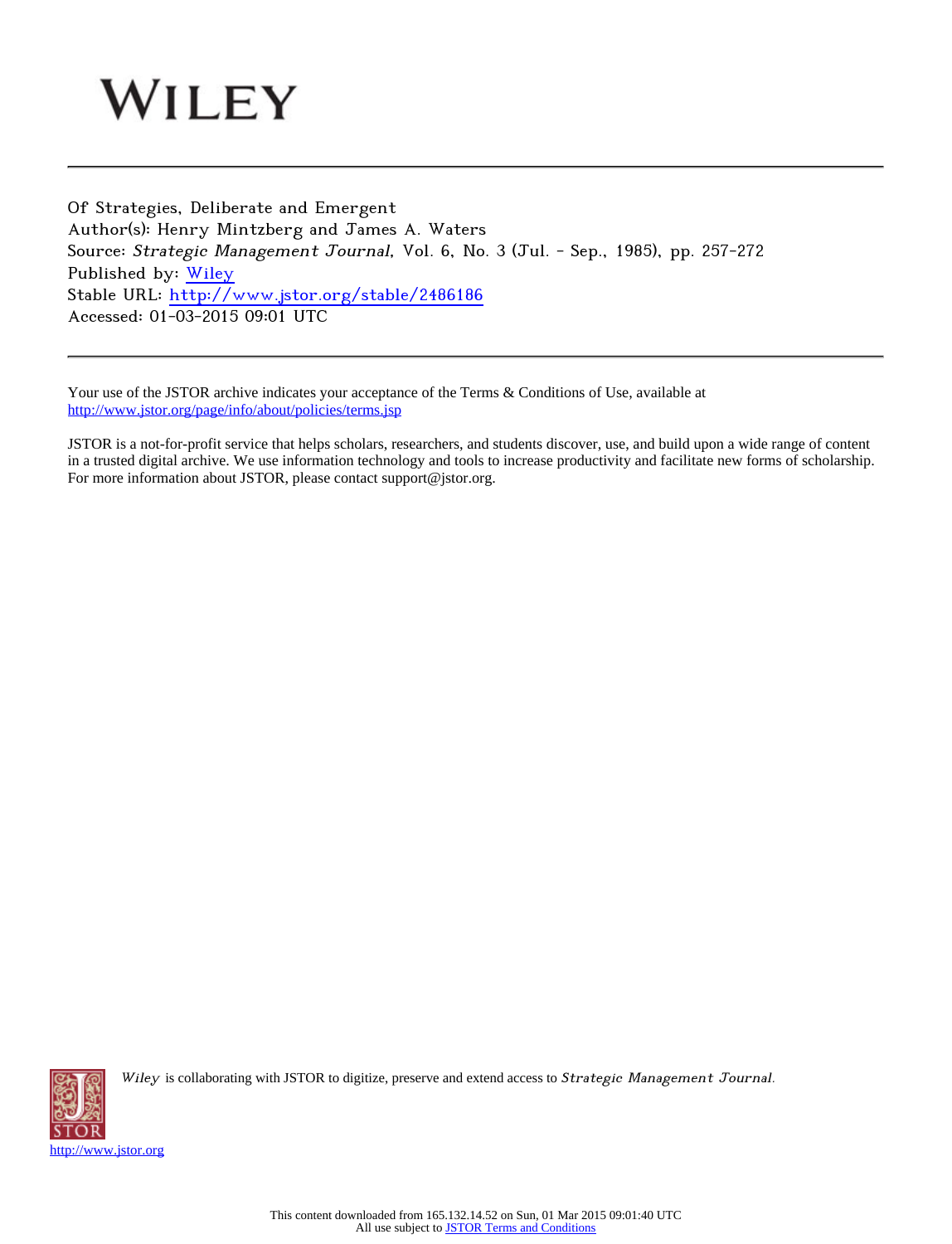WILEY

---

Of Strategies, Deliberate and Emergent
Author(s): Henry Mintzberg and James A. Waters
Source: *Strategic Management Journal*, Vol. 6, No. 3 (Jul. - Sep., 1985), pp. 257-272
Published by: Wiley
Stable URL: http://www.jstor.org/stable/2486186
Accessed: 01-03-2015 09:01 UTC

---

Your use of the JSTOR archive indicates your acceptance of the Terms & Conditions of Use, available at
http://www.jstor.org/page/info/about/policies/terms.jsp

JSTOR is a not-for-profit service that helps scholars, researchers, and students discover, use, and build upon a wide range of content in a trusted digital archive. We use information technology and tools to increase productivity and facilitate new forms of scholarship. For more information about JSTOR, please contact support@jstor.org.

*Wiley* is collaborating with JSTOR to digitize, preserve and extend access to *Strategic Management Journal*.

http://www.jstor.org

This content downloaded from 165.132.14.52 on Sun, 01 Mar 2015 09:01:40 UTC
All use subject to JSTOR Terms and Conditions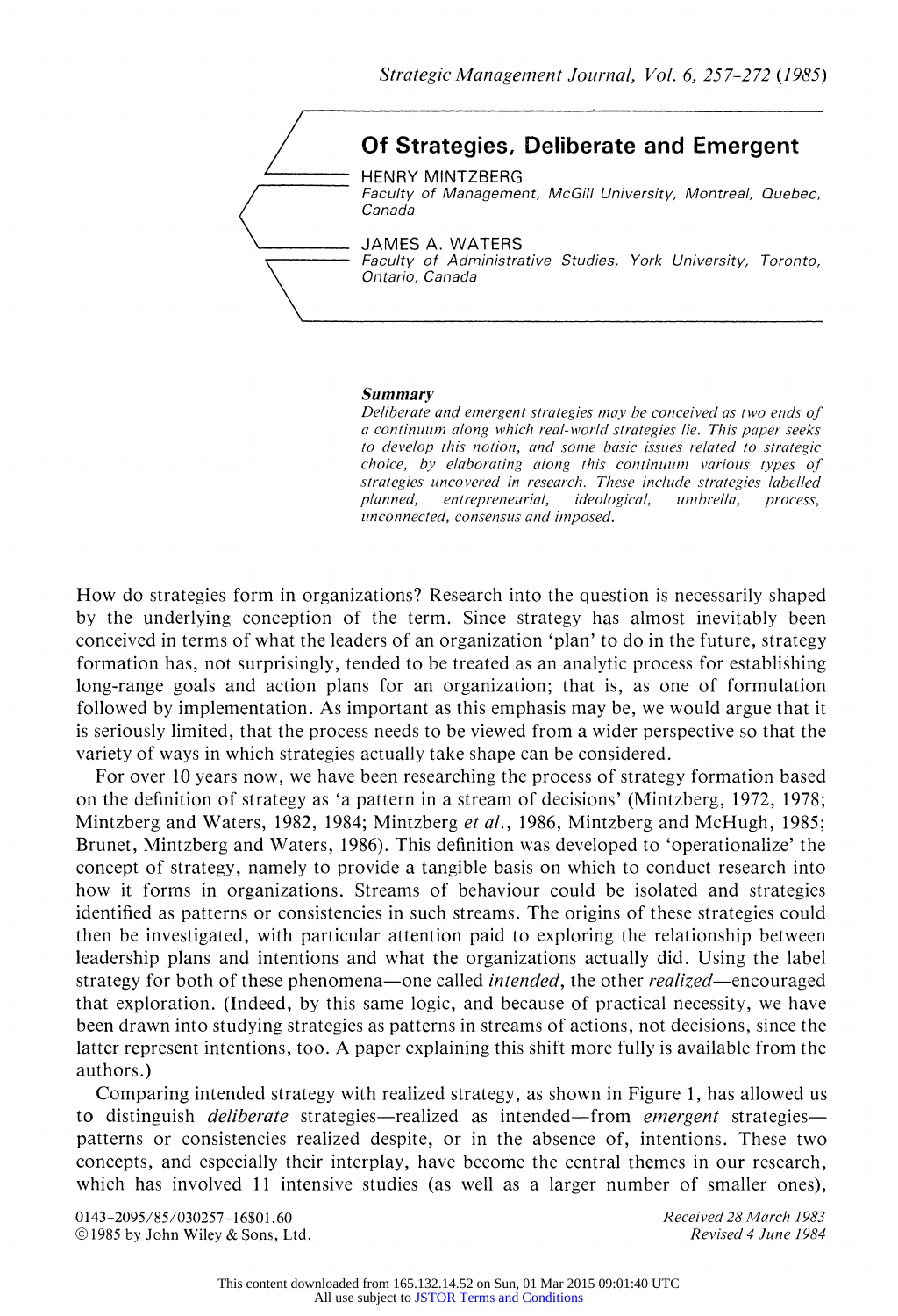# Of Strategies, Deliberate and Emergent

HENRY MINTZBERG
*Faculty of Management, McGill University, Montreal, Quebec, Canada*

JAMES A. WATERS
*Faculty of Administrative Studies, York University, Toronto, Ontario, Canada*

***Summary***

*Deliberate and emergent strategies may be conceived as two ends of a continuum along which real-world strategies lie. This paper seeks to develop this notion, and some basic issues related to strategic choice, by elaborating along this continuum various types of strategies uncovered in research. These include strategies labelled planned, entrepreneurial, ideological, umbrella, process, unconnected, consensus and imposed.*

How do strategies form in organizations? Research into the question is necessarily shaped by the underlying conception of the term. Since strategy has almost inevitably been conceived in terms of what the leaders of an organization 'plan' to do in the future, strategy formation has, not surprisingly, tended to be treated as an analytic process for establishing long-range goals and action plans for an organization; that is, as one of formulation followed by implementation. As important as this emphasis may be, we would argue that it is seriously limited, that the process needs to be viewed from a wider perspective so that the variety of ways in which strategies actually take shape can be considered.

For over 10 years now, we have been researching the process of strategy formation based on the definition of strategy as 'a pattern in a stream of decisions' (Mintzberg, 1972, 1978; Mintzberg and Waters, 1982, 1984; Mintzberg *et al.*, 1986, Mintzberg and McHugh, 1985; Brunet, Mintzberg and Waters, 1986). This definition was developed to 'operationalize' the concept of strategy, namely to provide a tangible basis on which to conduct research into how it forms in organizations. Streams of behaviour could be isolated and strategies identified as patterns or consistencies in such streams. The origins of these strategies could then be investigated, with particular attention paid to exploring the relationship between leadership plans and intentions and what the organizations actually did. Using the label strategy for both of these phenomena—one called *intended*, the other *realized*—encouraged that exploration. (Indeed, by this same logic, and because of practical necessity, we have been drawn into studying strategies as patterns in streams of actions, not decisions, since the latter represent intentions, too. A paper explaining this shift more fully is available from the authors.)

Comparing intended strategy with realized strategy, as shown in Figure 1, has allowed us to distinguish *deliberate* strategies—realized as intended—from *emergent* strategies—patterns or consistencies realized despite, or in the absence of, intentions. These two concepts, and especially their interplay, have become the central themes in our research, which has involved 11 intensive studies (as well as a larger number of smaller ones),

0143-2095/85/030257-16$01.60
© 1985 by John Wiley & Sons, Ltd.

Received 28 March 1983
Revised 4 June 1984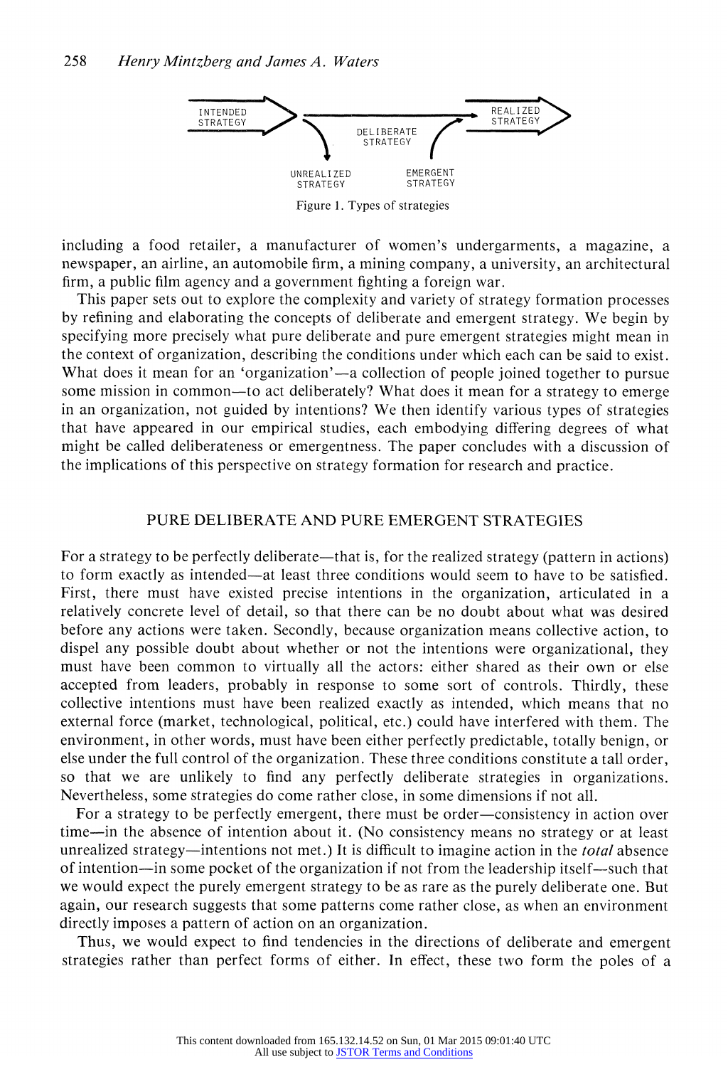Figure 1. Types of strategies

including a food retailer, a manufacturer of women's undergarments, a magazine, a newspaper, an airline, an automobile firm, a mining company, a university, an architectural firm, a public film agency and a government fighting a foreign war.

This paper sets out to explore the complexity and variety of strategy formation processes by refining and elaborating the concepts of deliberate and emergent strategy. We begin by specifying more precisely what pure deliberate and pure emergent strategies might mean in the context of organization, describing the conditions under which each can be said to exist. What does it mean for an 'organization'—a collection of people joined together to pursue some mission in common—to act deliberately? What does it mean for a strategy to emerge in an organization, not guided by intentions? We then identify various types of strategies that have appeared in our empirical studies, each embodying differing degrees of what might be called deliberateness or emergentness. The paper concludes with a discussion of the implications of this perspective on strategy formation for research and practice.

## PURE DELIBERATE AND PURE EMERGENT STRATEGIES

For a strategy to be perfectly deliberate—that is, for the realized strategy (pattern in actions) to form exactly as intended—at least three conditions would seem to have to be satisfied. First, there must have existed precise intentions in the organization, articulated in a relatively concrete level of detail, so that there can be no doubt about what was desired before any actions were taken. Secondly, because organization means collective action, to dispel any possible doubt about whether or not the intentions were organizational, they must have been common to virtually all the actors: either shared as their own or else accepted from leaders, probably in response to some sort of controls. Thirdly, these collective intentions must have been realized exactly as intended, which means that no external force (market, technological, political, etc.) could have interfered with them. The environment, in other words, must have been either perfectly predictable, totally benign, or else under the full control of the organization. These three conditions constitute a tall order, so that we are unlikely to find any perfectly deliberate strategies in organizations. Nevertheless, some strategies do come rather close, in some dimensions if not all.

For a strategy to be perfectly emergent, there must be order—consistency in action over time—in the absence of intention about it. (No consistency means no strategy or at least unrealized strategy—intentions not met.) It is difficult to imagine action in the *total* absence of intention—in some pocket of the organization if not from the leadership itself—such that we would expect the purely emergent strategy to be as rare as the purely deliberate one. But again, our research suggests that some patterns come rather close, as when an environment directly imposes a pattern of action on an organization.

Thus, we would expect to find tendencies in the directions of deliberate and emergent strategies rather than perfect forms of either. In effect, these two form the poles of a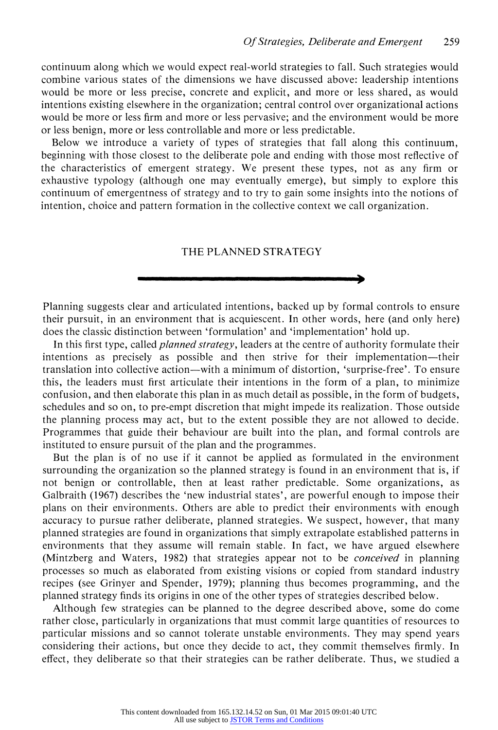continuum along which we would expect real-world strategies to fall. Such strategies would combine various states of the dimensions we have discussed above: leadership intentions would be more or less precise, concrete and explicit, and more or less shared, as would intentions existing elsewhere in the organization; central control over organizational actions would be more or less firm and more or less pervasive; and the environment would be more or less benign, more or less controllable and more or less predictable.

Below we introduce a variety of types of strategies that fall along this continuum, beginning with those closest to the deliberate pole and ending with those most reflective of the characteristics of emergent strategy. We present these types, not as any firm or exhaustive typology (although one may eventually emerge), but simply to explore this continuum of emergentness of strategy and to try to gain some insights into the notions of intention, choice and pattern formation in the collective context we call organization.

## THE PLANNED STRATEGY

Planning suggests clear and articulated intentions, backed up by formal controls to ensure their pursuit, in an environment that is acquiescent. In other words, here (and only here) does the classic distinction between 'formulation' and 'implementation' hold up.

In this first type, called *planned strategy*, leaders at the centre of authority formulate their intentions as precisely as possible and then strive for their implementation—their translation into collective action—with a minimum of distortion, 'surprise-free'. To ensure this, the leaders must first articulate their intentions in the form of a plan, to minimize confusion, and then elaborate this plan in as much detail as possible, in the form of budgets, schedules and so on, to pre-empt discretion that might impede its realization. Those outside the planning process may act, but to the extent possible they are not allowed to decide. Programmes that guide their behaviour are built into the plan, and formal controls are instituted to ensure pursuit of the plan and the programmes.

But the plan is of no use if it cannot be applied as formulated in the environment surrounding the organization so the planned strategy is found in an environment that is, if not benign or controllable, then at least rather predictable. Some organizations, as Galbraith (1967) describes the 'new industrial states', are powerful enough to impose their plans on their environments. Others are able to predict their environments with enough accuracy to pursue rather deliberate, planned strategies. We suspect, however, that many planned strategies are found in organizations that simply extrapolate established patterns in environments that they assume will remain stable. In fact, we have argued elsewhere (Mintzberg and Waters, 1982) that strategies appear not to be *conceived* in planning processes so much as elaborated from existing visions or copied from standard industry recipes (see Grinyer and Spender, 1979); planning thus becomes programming, and the planned strategy finds its origins in one of the other types of strategies described below.

Although few strategies can be planned to the degree described above, some do come rather close, particularly in organizations that must commit large quantities of resources to particular missions and so cannot tolerate unstable environments. They may spend years considering their actions, but once they decide to act, they commit themselves firmly. In effect, they deliberate so that their strategies can be rather deliberate. Thus, we studied a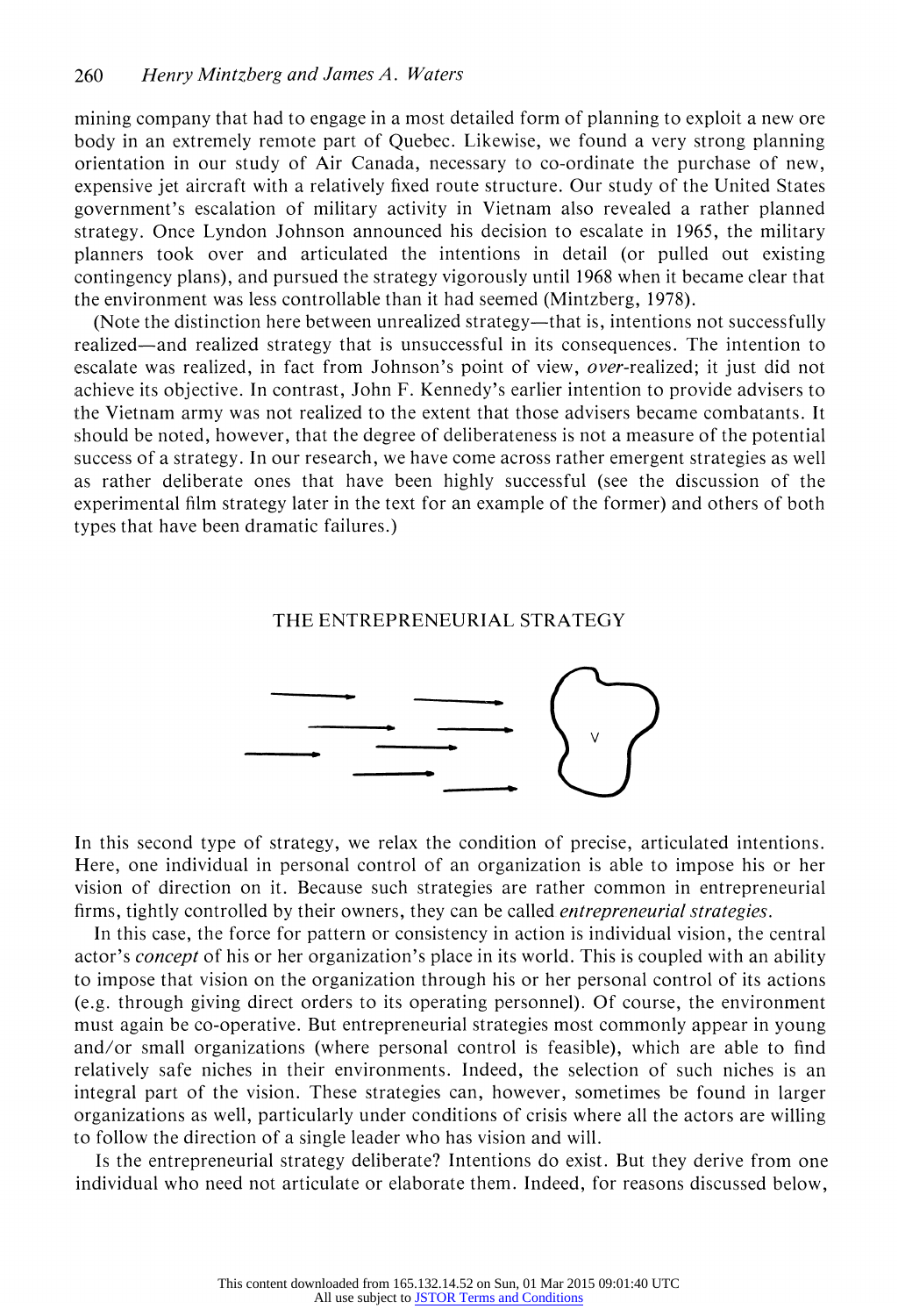mining company that had to engage in a most detailed form of planning to exploit a new ore body in an extremely remote part of Quebec. Likewise, we found a very strong planning orientation in our study of Air Canada, necessary to co-ordinate the purchase of new, expensive jet aircraft with a relatively fixed route structure. Our study of the United States government's escalation of military activity in Vietnam also revealed a rather planned strategy. Once Lyndon Johnson announced his decision to escalate in 1965, the military planners took over and articulated the intentions in detail (or pulled out existing contingency plans), and pursued the strategy vigorously until 1968 when it became clear that the environment was less controllable than it had seemed (Mintzberg, 1978).

(Note the distinction here between unrealized strategy—that is, intentions not successfully realized—and realized strategy that is unsuccessful in its consequences. The intention to escalate was realized, in fact from Johnson's point of view, *over*-realized; it just did not achieve its objective. In contrast, John F. Kennedy's earlier intention to provide advisers to the Vietnam army was not realized to the extent that those advisers became combatants. It should be noted, however, that the degree of deliberateness is not a measure of the potential success of a strategy. In our research, we have come across rather emergent strategies as well as rather deliberate ones that have been highly successful (see the discussion of the experimental film strategy later in the text for an example of the former) and others of both types that have been dramatic failures.)

## THE ENTREPRENEURIAL STRATEGY

In this second type of strategy, we relax the condition of precise, articulated intentions. Here, one individual in personal control of an organization is able to impose his or her vision of direction on it. Because such strategies are rather common in entrepreneurial firms, tightly controlled by their owners, they can be called *entrepreneurial strategies*.

In this case, the force for pattern or consistency in action is individual vision, the central actor's *concept* of his or her organization's place in its world. This is coupled with an ability to impose that vision on the organization through his or her personal control of its actions (e.g. through giving direct orders to its operating personnel). Of course, the environment must again be co-operative. But entrepreneurial strategies most commonly appear in young and/or small organizations (where personal control is feasible), which are able to find relatively safe niches in their environments. Indeed, the selection of such niches is an integral part of the vision. These strategies can, however, sometimes be found in larger organizations as well, particularly under conditions of crisis where all the actors are willing to follow the direction of a single leader who has vision and will.

Is the entrepreneurial strategy deliberate? Intentions do exist. But they derive from one individual who need not articulate or elaborate them. Indeed, for reasons discussed below,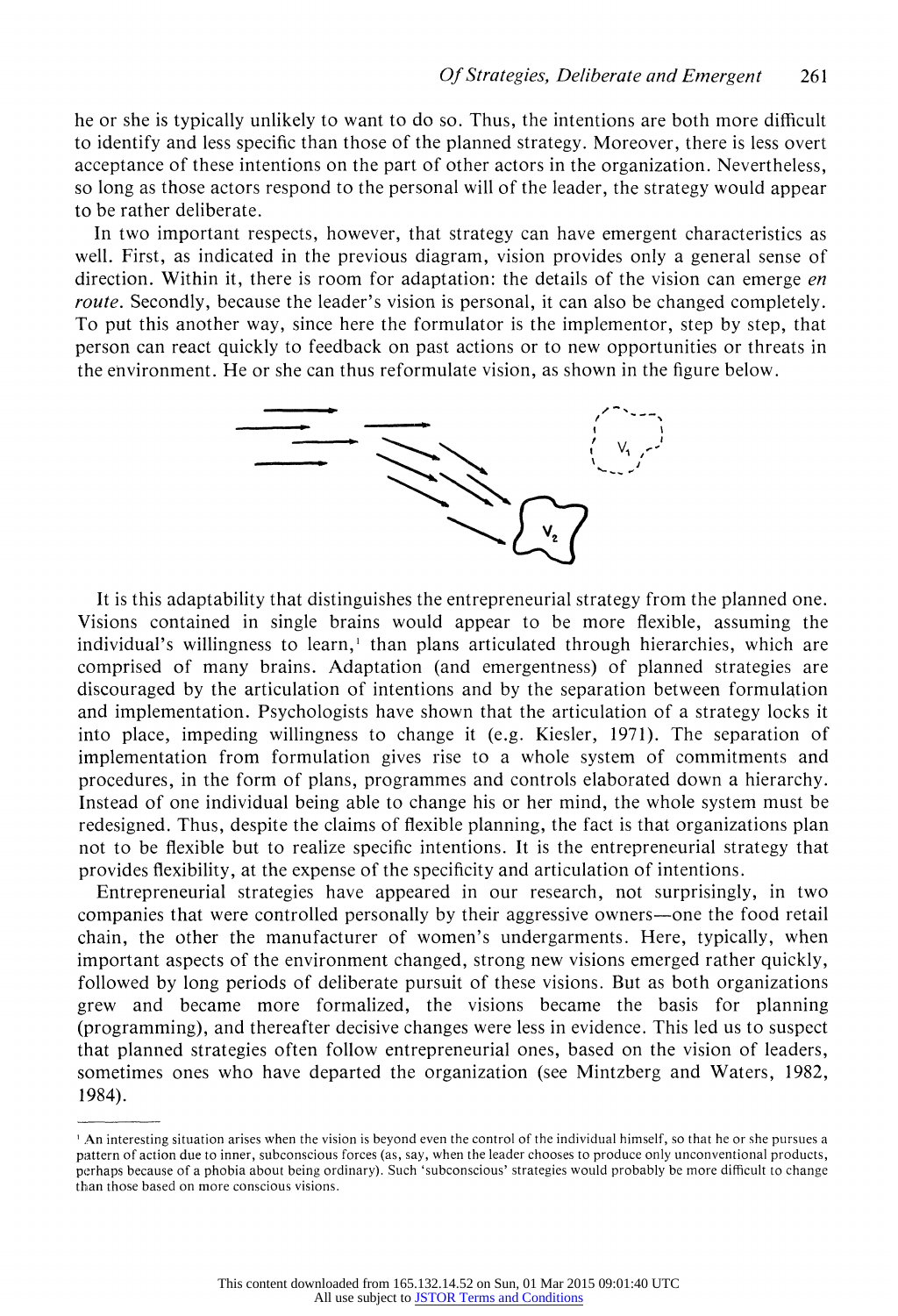he or she is typically unlikely to want to do so. Thus, the intentions are both more difficult to identify and less specific than those of the planned strategy. Moreover, there is less overt acceptance of these intentions on the part of other actors in the organization. Nevertheless, so long as those actors respond to the personal will of the leader, the strategy would appear to be rather deliberate.

In two important respects, however, that strategy can have emergent characteristics as well. First, as indicated in the previous diagram, vision provides only a general sense of direction. Within it, there is room for adaptation: the details of the vision can emerge *en route*. Secondly, because the leader's vision is personal, it can also be changed completely. To put this another way, since here the formulator is the implementor, step by step, that person can react quickly to feedback on past actions or to new opportunities or threats in the environment. He or she can thus reformulate vision, as shown in the figure below.

$V_1$

$V_2$

It is this adaptability that distinguishes the entrepreneurial strategy from the planned one. Visions contained in single brains would appear to be more flexible, assuming the individual's willingness to learn,[1] than plans articulated through hierarchies, which are comprised of many brains. Adaptation (and emergentness) of planned strategies are discouraged by the articulation of intentions and by the separation between formulation and implementation. Psychologists have shown that the articulation of a strategy locks it into place, impeding willingness to change it (e.g. Kiesler, 1971). The separation of implementation from formulation gives rise to a whole system of commitments and procedures, in the form of plans, programmes and controls elaborated down a hierarchy. Instead of one individual being able to change his or her mind, the whole system must be redesigned. Thus, despite the claims of flexible planning, the fact is that organizations plan not to be flexible but to realize specific intentions. It is the entrepreneurial strategy that provides flexibility, at the expense of the specificity and articulation of intentions.

Entrepreneurial strategies have appeared in our research, not surprisingly, in two companies that were controlled personally by their aggressive owners—one the food retail chain, the other the manufacturer of women's undergarments. Here, typically, when important aspects of the environment changed, strong new visions emerged rather quickly, followed by long periods of deliberate pursuit of these visions. But as both organizations grew and became more formalized, the visions became the basis for planning (programming), and thereafter decisive changes were less in evidence. This led us to suspect that planned strategies often follow entrepreneurial ones, based on the vision of leaders, sometimes ones who have departed the organization (see Mintzberg and Waters, 1982, 1984).

[1] An interesting situation arises when the vision is beyond even the control of the individual himself, so that he or she pursues a pattern of action due to inner, subconscious forces (as, say, when the leader chooses to produce only unconventional products, perhaps because of a phobia about being ordinary). Such 'subconscious' strategies would probably be more difficult to change than those based on more conscious visions.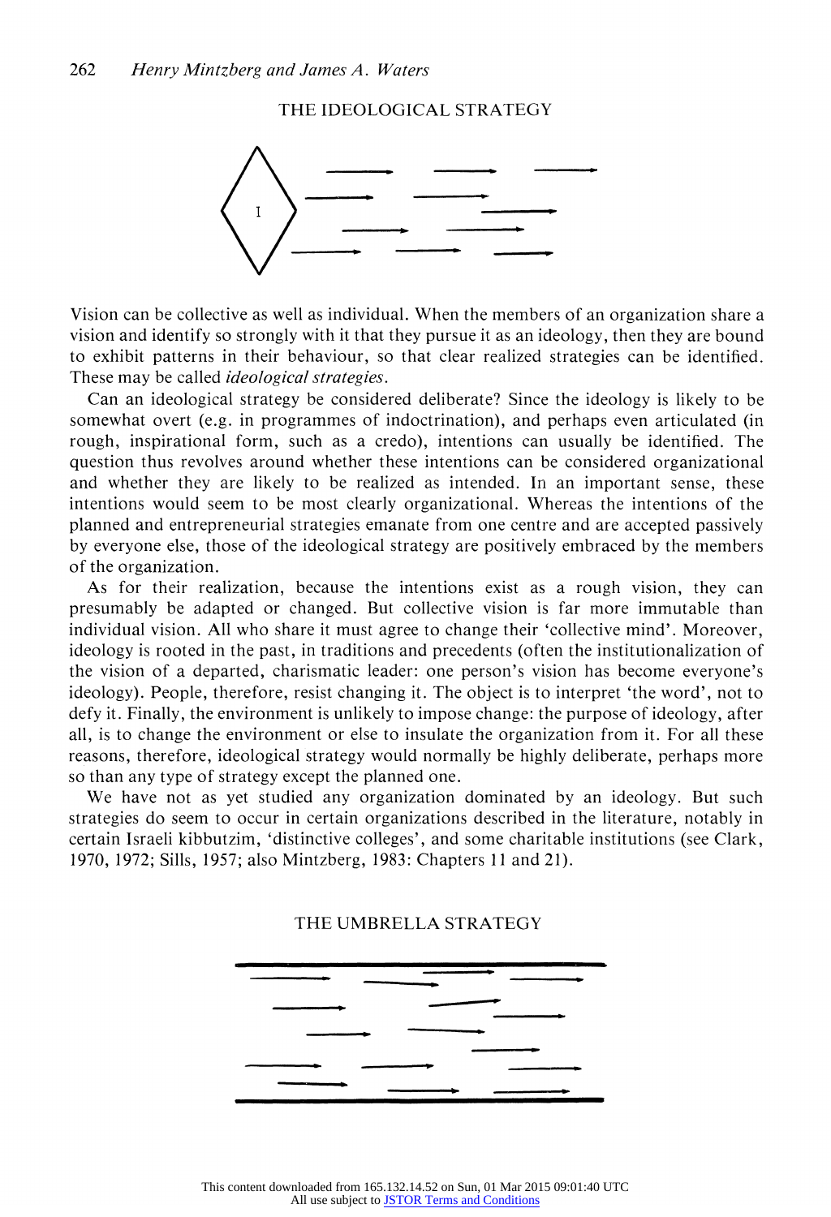## THE IDEOLOGICAL STRATEGY

Vision can be collective as well as individual. When the members of an organization share a vision and identify so strongly with it that they pursue it as an ideology, then they are bound to exhibit patterns in their behaviour, so that clear realized strategies can be identified. These may be called *ideological strategies*.

Can an ideological strategy be considered deliberate? Since the ideology is likely to be somewhat overt (e.g. in programmes of indoctrination), and perhaps even articulated (in rough, inspirational form, such as a credo), intentions can usually be identified. The question thus revolves around whether these intentions can be considered organizational and whether they are likely to be realized as intended. In an important sense, these intentions would seem to be most clearly organizational. Whereas the intentions of the planned and entrepreneurial strategies emanate from one centre and are accepted passively by everyone else, those of the ideological strategy are positively embraced by the members of the organization.

As for their realization, because the intentions exist as a rough vision, they can presumably be adapted or changed. But collective vision is far more immutable than individual vision. All who share it must agree to change their 'collective mind'. Moreover, ideology is rooted in the past, in traditions and precedents (often the institutionalization of the vision of a departed, charismatic leader: one person's vision has become everyone's ideology). People, therefore, resist changing it. The object is to interpret 'the word', not to defy it. Finally, the environment is unlikely to impose change: the purpose of ideology, after all, is to change the environment or else to insulate the organization from it. For all these reasons, therefore, ideological strategy would normally be highly deliberate, perhaps more so than any type of strategy except the planned one.

We have not as yet studied any organization dominated by an ideology. But such strategies do seem to occur in certain organizations described in the literature, notably in certain Israeli kibbutzim, 'distinctive colleges', and some charitable institutions (see Clark, 1970, 1972; Sills, 1957; also Mintzberg, 1983: Chapters 11 and 21).

## THE UMBRELLA STRATEGY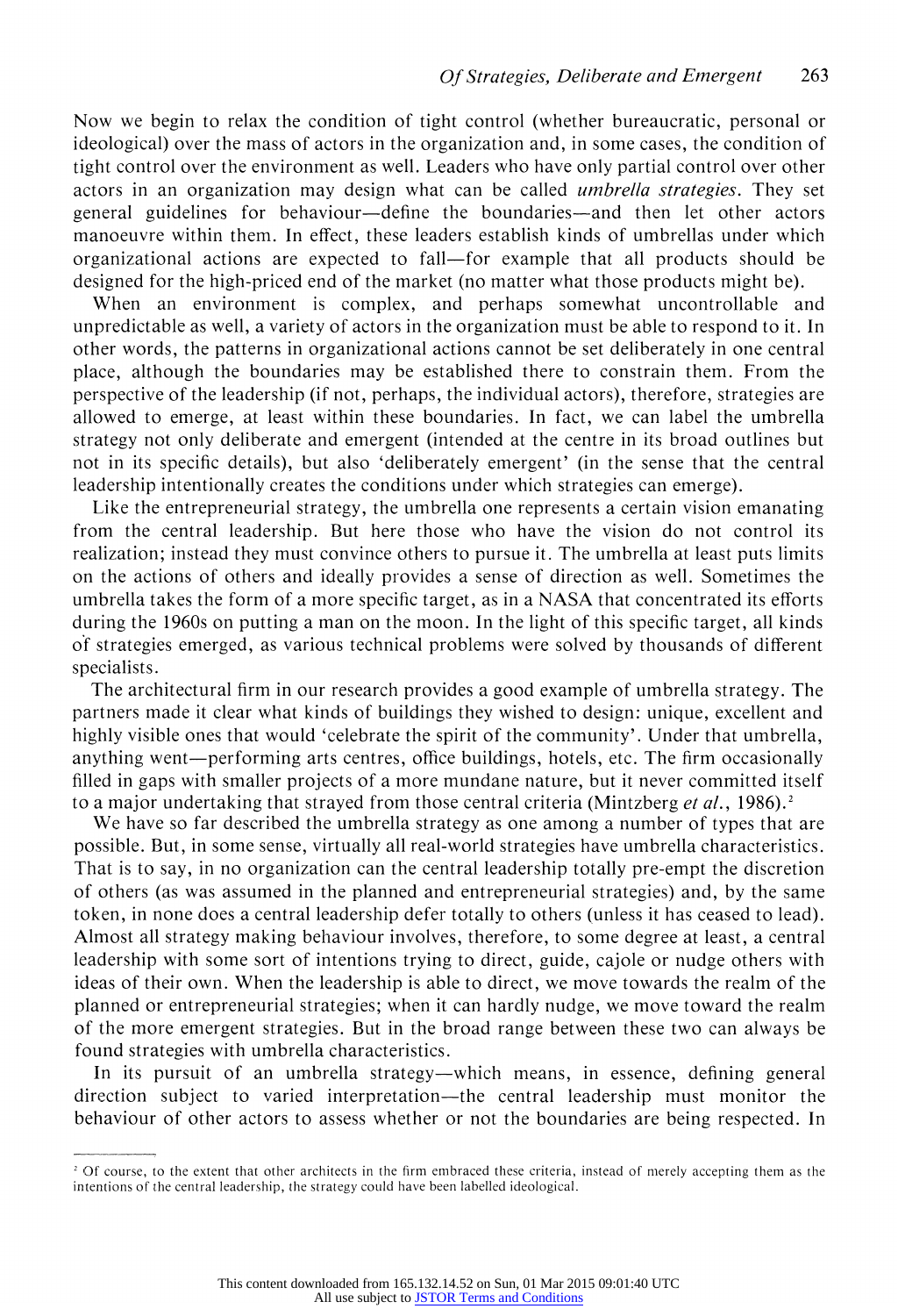Now we begin to relax the condition of tight control (whether bureaucratic, personal or ideological) over the mass of actors in the organization and, in some cases, the condition of tight control over the environment as well. Leaders who have only partial control over other actors in an organization may design what can be called *umbrella strategies*. They set general guidelines for behaviour—define the boundaries—and then let other actors manoeuvre within them. In effect, these leaders establish kinds of umbrellas under which organizational actions are expected to fall—for example that all products should be designed for the high-priced end of the market (no matter what those products might be).

When an environment is complex, and perhaps somewhat uncontrollable and unpredictable as well, a variety of actors in the organization must be able to respond to it. In other words, the patterns in organizational actions cannot be set deliberately in one central place, although the boundaries may be established there to constrain them. From the perspective of the leadership (if not, perhaps, the individual actors), therefore, strategies are allowed to emerge, at least within these boundaries. In fact, we can label the umbrella strategy not only deliberate and emergent (intended at the centre in its broad outlines but not in its specific details), but also 'deliberately emergent' (in the sense that the central leadership intentionally creates the conditions under which strategies can emerge).

Like the entrepreneurial strategy, the umbrella one represents a certain vision emanating from the central leadership. But here those who have the vision do not control its realization; instead they must convince others to pursue it. The umbrella at least puts limits on the actions of others and ideally provides a sense of direction as well. Sometimes the umbrella takes the form of a more specific target, as in a NASA that concentrated its efforts during the 1960s on putting a man on the moon. In the light of this specific target, all kinds of strategies emerged, as various technical problems were solved by thousands of different specialists.

The architectural firm in our research provides a good example of umbrella strategy. The partners made it clear what kinds of buildings they wished to design: unique, excellent and highly visible ones that would 'celebrate the spirit of the community'. Under that umbrella, anything went—performing arts centres, office buildings, hotels, etc. The firm occasionally filled in gaps with smaller projects of a more mundane nature, but it never committed itself to a major undertaking that strayed from those central criteria (Mintzberg *et al.*, 1986).[2]

We have so far described the umbrella strategy as one among a number of types that are possible. But, in some sense, virtually all real-world strategies have umbrella characteristics. That is to say, in no organization can the central leadership totally pre-empt the discretion of others (as was assumed in the planned and entrepreneurial strategies) and, by the same token, in none does a central leadership defer totally to others (unless it has ceased to lead). Almost all strategy making behaviour involves, therefore, to some degree at least, a central leadership with some sort of intentions trying to direct, guide, cajole or nudge others with ideas of their own. When the leadership is able to direct, we move towards the realm of the planned or entrepreneurial strategies; when it can hardly nudge, we move toward the realm of the more emergent strategies. But in the broad range between these two can always be found strategies with umbrella characteristics.

In its pursuit of an umbrella strategy—which means, in essence, defining general direction subject to varied interpretation—the central leadership must monitor the behaviour of other actors to assess whether or not the boundaries are being respected. In

[2] Of course, to the extent that other architects in the firm embraced these criteria, instead of merely accepting them as the intentions of the central leadership, the strategy could have been labelled ideological.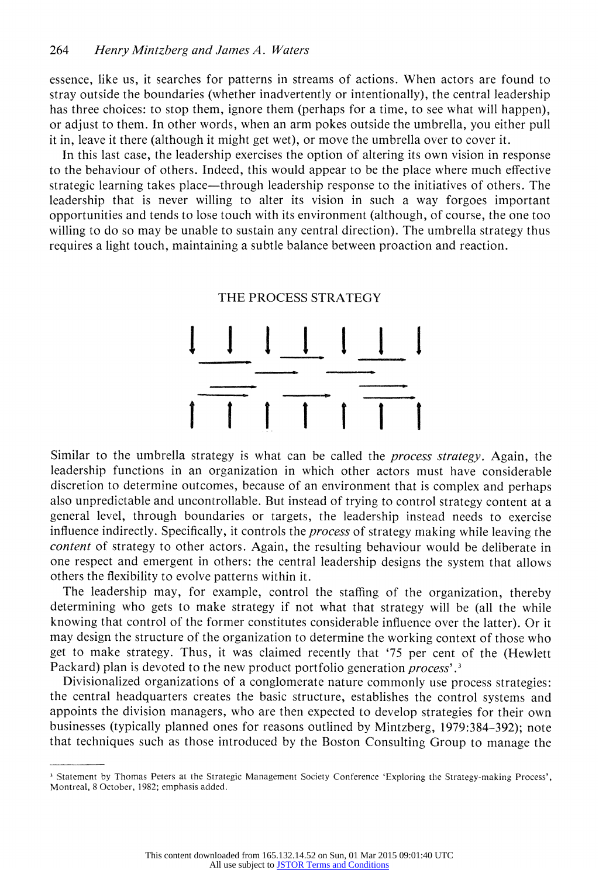essence, like us, it searches for patterns in streams of actions. When actors are found to stray outside the boundaries (whether inadvertently or intentionally), the central leadership has three choices: to stop them, ignore them (perhaps for a time, to see what will happen), or adjust to them. In other words, when an arm pokes outside the umbrella, you either pull it in, leave it there (although it might get wet), or move the umbrella over to cover it.

In this last case, the leadership exercises the option of altering its own vision in response to the behaviour of others. Indeed, this would appear to be the place where much effective strategic learning takes place—through leadership response to the initiatives of others. The leadership that is never willing to alter its vision in such a way forgoes important opportunities and tends to lose touch with its environment (although, of course, the one too willing to do so may be unable to sustain any central direction). The umbrella strategy thus requires a light touch, maintaining a subtle balance between proaction and reaction.

## THE PROCESS STRATEGY

Similar to the umbrella strategy is what can be called the *process strategy*. Again, the leadership functions in an organization in which other actors must have considerable discretion to determine outcomes, because of an environment that is complex and perhaps also unpredictable and uncontrollable. But instead of trying to control strategy content at a general level, through boundaries or targets, the leadership instead needs to exercise influence indirectly. Specifically, it controls the *process* of strategy making while leaving the *content* of strategy to other actors. Again, the resulting behaviour would be deliberate in one respect and emergent in others: the central leadership designs the system that allows others the flexibility to evolve patterns within it.

The leadership may, for example, control the staffing of the organization, thereby determining who gets to make strategy if not what that strategy will be (all the while knowing that control of the former constitutes considerable influence over the latter). Or it may design the structure of the organization to determine the working context of those who get to make strategy. Thus, it was claimed recently that '75 per cent of the (Hewlett Packard) plan is devoted to the new product portfolio generation *process*'.[3]

Divisionalized organizations of a conglomerate nature commonly use process strategies: the central headquarters creates the basic structure, establishes the control systems and appoints the division managers, who are then expected to develop strategies for their own businesses (typically planned ones for reasons outlined by Mintzberg, 1979:384–392); note that techniques such as those introduced by the Boston Consulting Group to manage the

[3] Statement by Thomas Peters at the Strategic Management Society Conference 'Exploring the Strategy-making Process', Montreal, 8 October, 1982; emphasis added.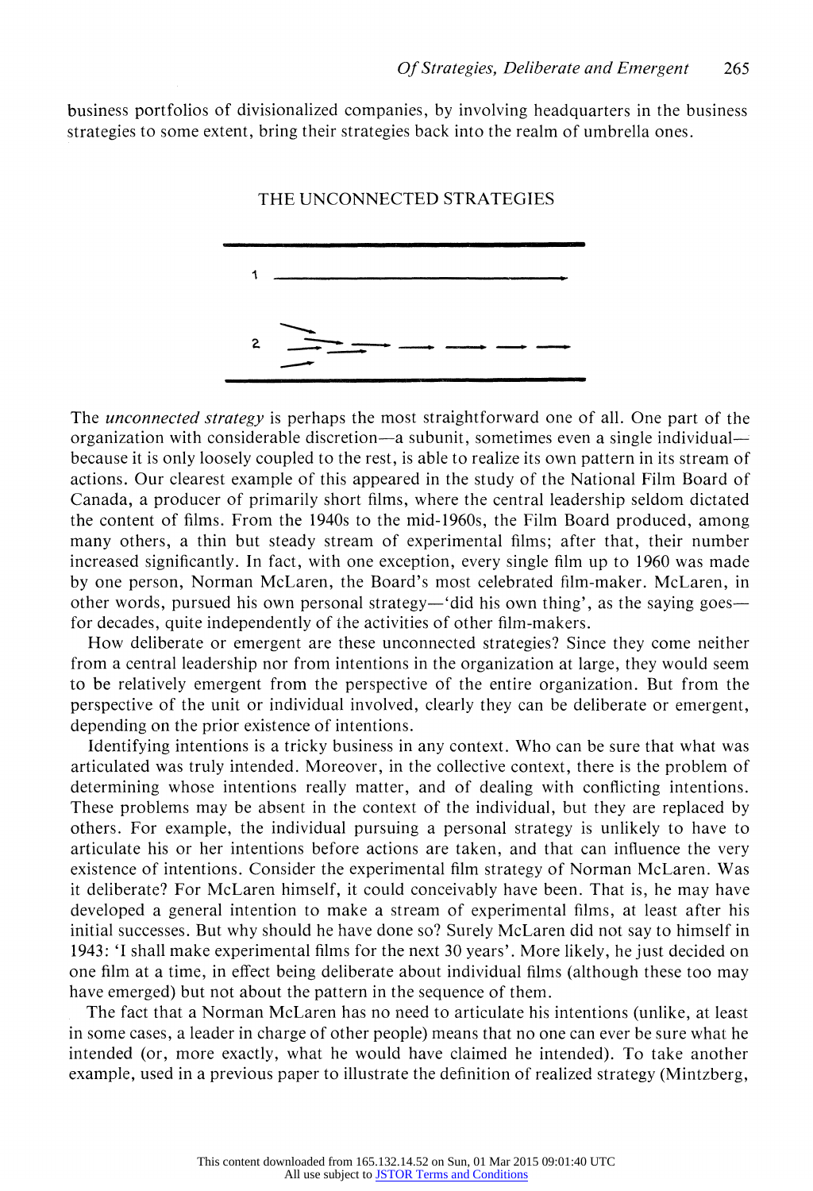business portfolios of divisionalized companies, by involving headquarters in the business strategies to some extent, bring their strategies back into the realm of umbrella ones.

## THE UNCONNECTED STRATEGIES

The *unconnected strategy* is perhaps the most straightforward one of all. One part of the organization with considerable discretion—a subunit, sometimes even a single individual—because it is only loosely coupled to the rest, is able to realize its own pattern in its stream of actions. Our clearest example of this appeared in the study of the National Film Board of Canada, a producer of primarily short films, where the central leadership seldom dictated the content of films. From the 1940s to the mid-1960s, the Film Board produced, among many others, a thin but steady stream of experimental films; after that, their number increased significantly. In fact, with one exception, every single film up to 1960 was made by one person, Norman McLaren, the Board's most celebrated film-maker. McLaren, in other words, pursued his own personal strategy—'did his own thing', as the saying goes—for decades, quite independently of the activities of other film-makers.

How deliberate or emergent are these unconnected strategies? Since they come neither from a central leadership nor from intentions in the organization at large, they would seem to be relatively emergent from the perspective of the entire organization. But from the perspective of the unit or individual involved, clearly they can be deliberate or emergent, depending on the prior existence of intentions.

Identifying intentions is a tricky business in any context. Who can be sure that what was articulated was truly intended. Moreover, in the collective context, there is the problem of determining whose intentions really matter, and of dealing with conflicting intentions. These problems may be absent in the context of the individual, but they are replaced by others. For example, the individual pursuing a personal strategy is unlikely to have to articulate his or her intentions before actions are taken, and that can influence the very existence of intentions. Consider the experimental film strategy of Norman McLaren. Was it deliberate? For McLaren himself, it could conceivably have been. That is, he may have developed a general intention to make a stream of experimental films, at least after his initial successes. But why should he have done so? Surely McLaren did not say to himself in 1943: 'I shall make experimental films for the next 30 years'. More likely, he just decided on one film at a time, in effect being deliberate about individual films (although these too may have emerged) but not about the pattern in the sequence of them.

The fact that a Norman McLaren has no need to articulate his intentions (unlike, at least in some cases, a leader in charge of other people) means that no one can ever be sure what he intended (or, more exactly, what he would have claimed he intended). To take another example, used in a previous paper to illustrate the definition of realized strategy (Mintzberg,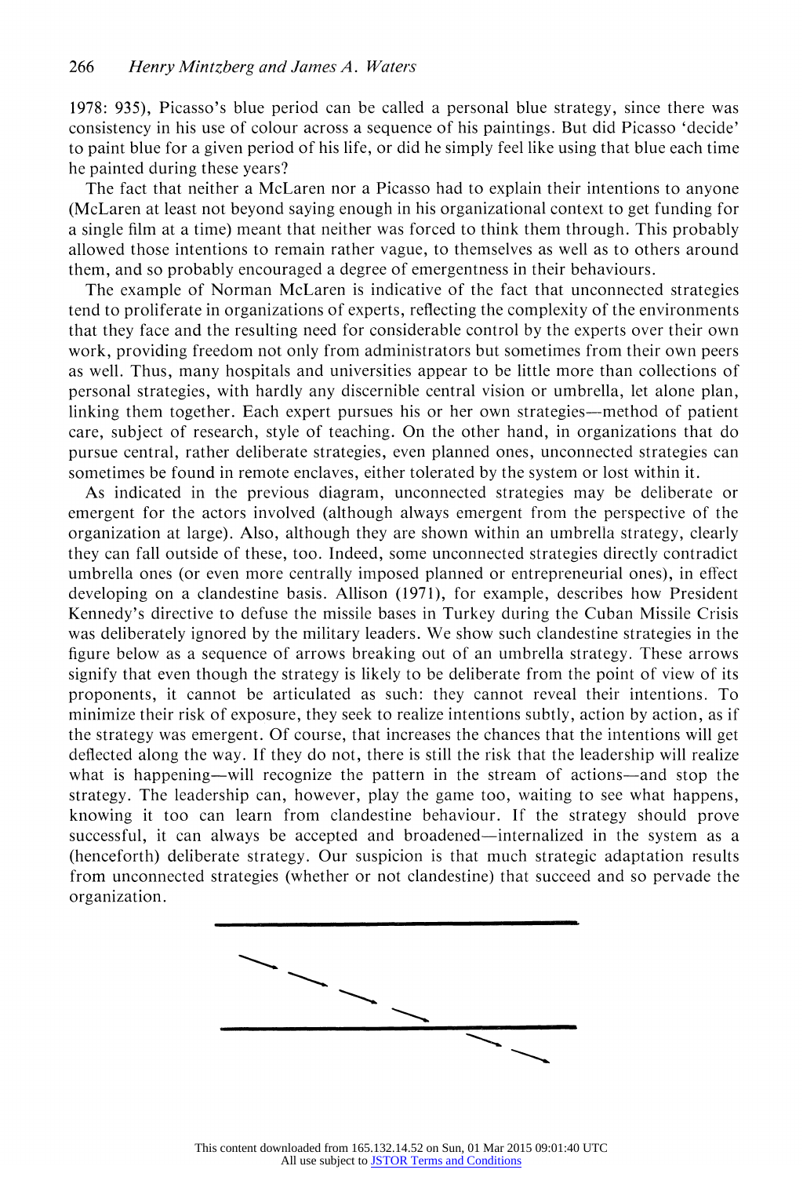1978: 935), Picasso's blue period can be called a personal blue strategy, since there was consistency in his use of colour across a sequence of his paintings. But did Picasso 'decide' to paint blue for a given period of his life, or did he simply feel like using that blue each time he painted during these years?

The fact that neither a McLaren nor a Picasso had to explain their intentions to anyone (McLaren at least not beyond saying enough in his organizational context to get funding for a single film at a time) meant that neither was forced to think them through. This probably allowed those intentions to remain rather vague, to themselves as well as to others around them, and so probably encouraged a degree of emergentness in their behaviours.

The example of Norman McLaren is indicative of the fact that unconnected strategies tend to proliferate in organizations of experts, reflecting the complexity of the environments that they face and the resulting need for considerable control by the experts over their own work, providing freedom not only from administrators but sometimes from their own peers as well. Thus, many hospitals and universities appear to be little more than collections of personal strategies, with hardly any discernible central vision or umbrella, let alone plan, linking them together. Each expert pursues his or her own strategies—method of patient care, subject of research, style of teaching. On the other hand, in organizations that do pursue central, rather deliberate strategies, even planned ones, unconnected strategies can sometimes be found in remote enclaves, either tolerated by the system or lost within it.

As indicated in the previous diagram, unconnected strategies may be deliberate or emergent for the actors involved (although always emergent from the perspective of the organization at large). Also, although they are shown within an umbrella strategy, clearly they can fall outside of these, too. Indeed, some unconnected strategies directly contradict umbrella ones (or even more centrally imposed planned or entrepreneurial ones), in effect developing on a clandestine basis. Allison (1971), for example, describes how President Kennedy's directive to defuse the missile bases in Turkey during the Cuban Missile Crisis was deliberately ignored by the military leaders. We show such clandestine strategies in the figure below as a sequence of arrows breaking out of an umbrella strategy. These arrows signify that even though the strategy is likely to be deliberate from the point of view of its proponents, it cannot be articulated as such: they cannot reveal their intentions. To minimize their risk of exposure, they seek to realize intentions subtly, action by action, as if the strategy was emergent. Of course, that increases the chances that the intentions will get deflected along the way. If they do not, there is still the risk that the leadership will realize what is happening—will recognize the pattern in the stream of actions—and stop the strategy. The leadership can, however, play the game too, waiting to see what happens, knowing it too can learn from clandestine behaviour. If the strategy should prove successful, it can always be accepted and broadened—internalized in the system as a (henceforth) deliberate strategy. Our suspicion is that much strategic adaptation results from unconnected strategies (whether or not clandestine) that succeed and so pervade the organization.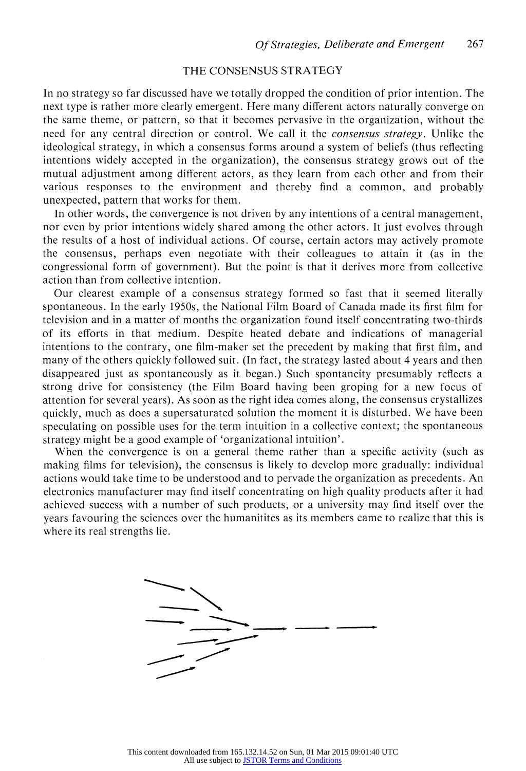## THE CONSENSUS STRATEGY

In no strategy so far discussed have we totally dropped the condition of prior intention. The next type is rather more clearly emergent. Here many different actors naturally converge on the same theme, or pattern, so that it becomes pervasive in the organization, without the need for any central direction or control. We call it the *consensus strategy*. Unlike the ideological strategy, in which a consensus forms around a system of beliefs (thus reflecting intentions widely accepted in the organization), the consensus strategy grows out of the mutual adjustment among different actors, as they learn from each other and from their various responses to the environment and thereby find a common, and probably unexpected, pattern that works for them.

In other words, the convergence is not driven by any intentions of a central management, nor even by prior intentions widely shared among the other actors. It just evolves through the results of a host of individual actions. Of course, certain actors may actively promote the consensus, perhaps even negotiate with their colleagues to attain it (as in the congressional form of government). But the point is that it derives more from collective action than from collective intention.

Our clearest example of a consensus strategy formed so fast that it seemed literally spontaneous. In the early 1950s, the National Film Board of Canada made its first film for television and in a matter of months the organization found itself concentrating two-thirds of its efforts in that medium. Despite heated debate and indications of managerial intentions to the contrary, one film-maker set the precedent by making that first film, and many of the others quickly followed suit. (In fact, the strategy lasted about 4 years and then disappeared just as spontaneously as it began.) Such spontaneity presumably reflects a strong drive for consistency (the Film Board having been groping for a new focus of attention for several years). As soon as the right idea comes along, the consensus crystallizes quickly, much as does a supersaturated solution the moment it is disturbed. We have been speculating on possible uses for the term intuition in a collective context; the spontaneous strategy might be a good example of 'organizational intuition'.

When the convergence is on a general theme rather than a specific activity (such as making films for television), the consensus is likely to develop more gradually: individual actions would take time to be understood and to pervade the organization as precedents. An electronics manufacturer may find itself concentrating on high quality products after it had achieved success with a number of such products, or a university may find itself over the years favouring the sciences over the humanitites as its members came to realize that this is where its real strengths lie.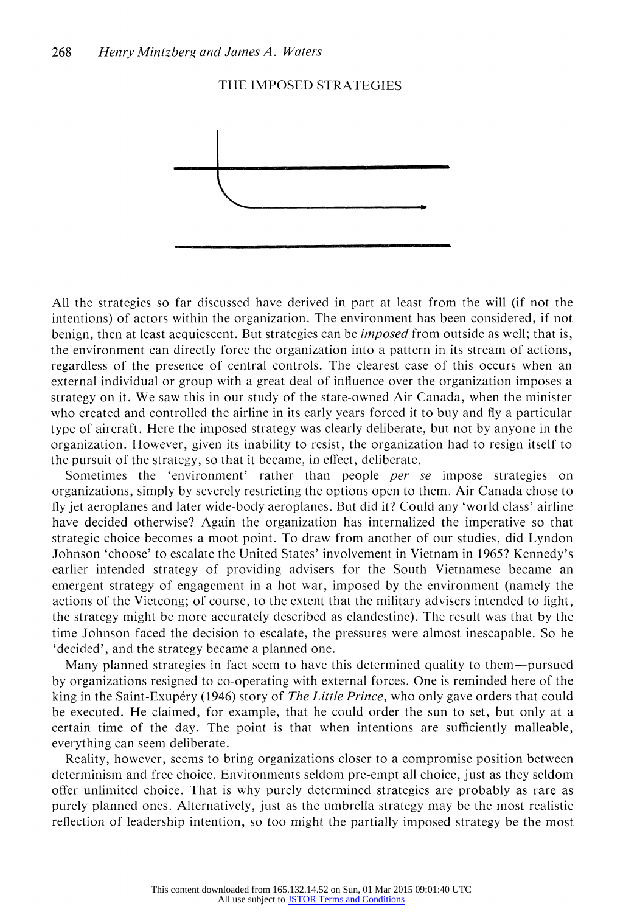## THE IMPOSED STRATEGIES

All the strategies so far discussed have derived in part at least from the will (if not the intentions) of actors within the organization. The environment has been considered, if not benign, then at least acquiescent. But strategies can be *imposed* from outside as well; that is, the environment can directly force the organization into a pattern in its stream of actions, regardless of the presence of central controls. The clearest case of this occurs when an external individual or group with a great deal of influence over the organization imposes a strategy on it. We saw this in our study of the state-owned Air Canada, when the minister who created and controlled the airline in its early years forced it to buy and fly a particular type of aircraft. Here the imposed strategy was clearly deliberate, but not by anyone in the organization. However, given its inability to resist, the organization had to resign itself to the pursuit of the strategy, so that it became, in effect, deliberate.

Sometimes the 'environment' rather than people *per se* impose strategies on organizations, simply by severely restricting the options open to them. Air Canada chose to fly jet aeroplanes and later wide-body aeroplanes. But did it? Could any 'world class' airline have decided otherwise? Again the organization has internalized the imperative so that strategic choice becomes a moot point. To draw from another of our studies, did Lyndon Johnson 'choose' to escalate the United States' involvement in Vietnam in 1965? Kennedy's earlier intended strategy of providing advisers for the South Vietnamese became an emergent strategy of engagement in a hot war, imposed by the environment (namely the actions of the Vietcong; of course, to the extent that the military advisers intended to fight, the strategy might be more accurately described as clandestine). The result was that by the time Johnson faced the decision to escalate, the pressures were almost inescapable. So he 'decided', and the strategy became a planned one.

Many planned strategies in fact seem to have this determined quality to them—pursued by organizations resigned to co-operating with external forces. One is reminded here of the king in the Saint-Exupéry (1946) story of *The Little Prince*, who only gave orders that could be executed. He claimed, for example, that he could order the sun to set, but only at a certain time of the day. The point is that when intentions are sufficiently malleable, everything can seem deliberate.

Reality, however, seems to bring organizations closer to a compromise position between determinism and free choice. Environments seldom pre-empt all choice, just as they seldom offer unlimited choice. That is why purely determined strategies are probably as rare as purely planned ones. Alternatively, just as the umbrella strategy may be the most realistic reflection of leadership intention, so too might the partially imposed strategy be the most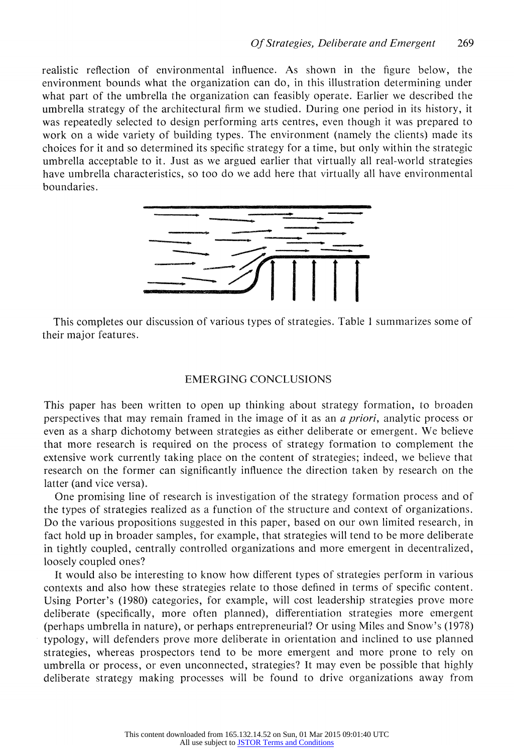realistic reflection of environmental influence. As shown in the figure below, the environment bounds what the organization can do, in this illustration determining under what part of the umbrella the organization can feasibly operate. Earlier we described the umbrella strategy of the architectural firm we studied. During one period in its history, it was repeatedly selected to design performing arts centres, even though it was prepared to work on a wide variety of building types. The environment (namely the clients) made its choices for it and so determined its specific strategy for a time, but only within the strategic umbrella acceptable to it. Just as we argued earlier that virtually all real-world strategies have umbrella characteristics, so too do we add here that virtually all have environmental boundaries.

This completes our discussion of various types of strategies. Table 1 summarizes some of their major features.

## EMERGING CONCLUSIONS

This paper has been written to open up thinking about strategy formation, to broaden perspectives that may remain framed in the image of it as an *a priori*, analytic process or even as a sharp dichotomy between strategies as either deliberate or emergent. We believe that more research is required on the process of strategy formation to complement the extensive work currently taking place on the content of strategies; indeed, we believe that research on the former can significantly influence the direction taken by research on the latter (and vice versa).

One promising line of research is investigation of the strategy formation process and of the types of strategies realized as a function of the structure and context of organizations. Do the various propositions suggested in this paper, based on our own limited research, in fact hold up in broader samples, for example, that strategies will tend to be more deliberate in tightly coupled, centrally controlled organizations and more emergent in decentralized, loosely coupled ones?

It would also be interesting to know how different types of strategies perform in various contexts and also how these strategies relate to those defined in terms of specific content. Using Porter's (1980) categories, for example, will cost leadership strategies prove more deliberate (specifically, more often planned), differentiation strategies more emergent (perhaps umbrella in nature), or perhaps entrepreneurial? Or using Miles and Snow's (1978) typology, will defenders prove more deliberate in orientation and inclined to use planned strategies, whereas prospectors tend to be more emergent and more prone to rely on umbrella or process, or even unconnected, strategies? It may even be possible that highly deliberate strategy making processes will be found to drive organizations away from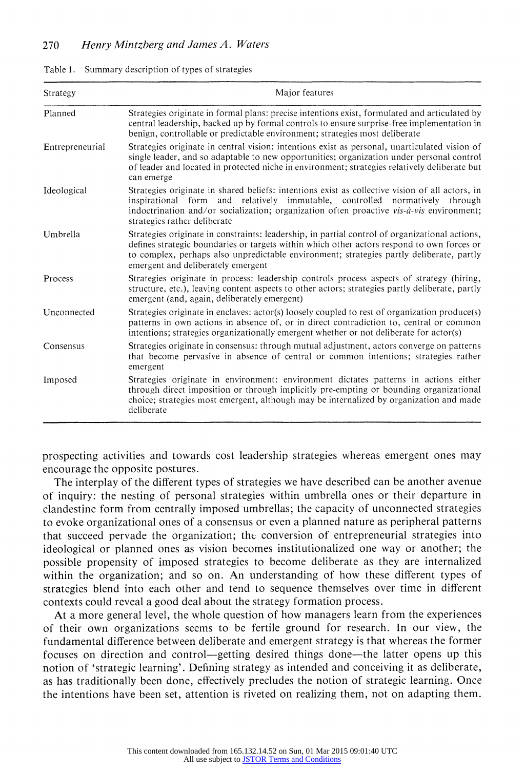Table 1. Summary description of types of strategies

| Strategy | Major features |
|---|---|
| Planned | Strategies originate in formal plans: precise intentions exist, formulated and articulated by central leadership, backed up by formal controls to ensure surprise-free implementation in benign, controllable or predictable environment; strategies most deliberate |
| Entrepreneurial | Strategies originate in central vision: intentions exist as personal, unarticulated vision of single leader, and so adaptable to new opportunities; organization under personal control of leader and located in protected niche in environment; strategies relatively deliberate but can emerge |
| Ideological | Strategies originate in shared beliefs: intentions exist as collective vision of all actors, in inspirational form and relatively immutable, controlled normatively through indoctrination and/or socialization; organization often proactive *vis-à-vis* environment; strategies rather deliberate |
| Umbrella | Strategies originate in constraints: leadership, in partial control of organizational actions, defines strategic boundaries or targets within which other actors respond to own forces or to complex, perhaps also unpredictable environment; strategies partly deliberate, partly emergent and deliberately emergent |
| Process | Strategies originate in process: leadership controls process aspects of strategy (hiring, structure, etc.), leaving content aspects to other actors; strategies partly deliberate, partly emergent (and, again, deliberately emergent) |
| Unconnected | Strategies originate in enclaves: actor(s) loosely coupled to rest of organization produce(s) patterns in own actions in absence of, or in direct contradiction to, central or common intentions; strategies organizationally emergent whether or not deliberate for actor(s) |
| Consensus | Strategies originate in consensus: through mutual adjustment, actors converge on patterns that become pervasive in absence of central or common intentions; strategies rather emergent |
| Imposed | Strategies originate in environment: environment dictates patterns in actions either through direct imposition or through implicitly pre-empting or bounding organizational choice; strategies most emergent, although may be internalized by organization and made deliberate |

prospecting activities and towards cost leadership strategies whereas emergent ones may encourage the opposite postures.

The interplay of the different types of strategies we have described can be another avenue of inquiry: the nesting of personal strategies within umbrella ones or their departure in clandestine form from centrally imposed umbrellas; the capacity of unconnected strategies to evoke organizational ones of a consensus or even a planned nature as peripheral patterns that succeed pervade the organization; the conversion of entrepreneurial strategies into ideological or planned ones as vision becomes institutionalized one way or another; the possible propensity of imposed strategies to become deliberate as they are internalized within the organization; and so on. An understanding of how these different types of strategies blend into each other and tend to sequence themselves over time in different contexts could reveal a good deal about the strategy formation process.

At a more general level, the whole question of how managers learn from the experiences of their own organizations seems to be fertile ground for research. In our view, the fundamental difference between deliberate and emergent strategy is that whereas the former focuses on direction and control—getting desired things done—the latter opens up this notion of 'strategic learning'. Defining strategy as intended and conceiving it as deliberate, as has traditionally been done, effectively precludes the notion of strategic learning. Once the intentions have been set, attention is riveted on realizing them, not on adapting them.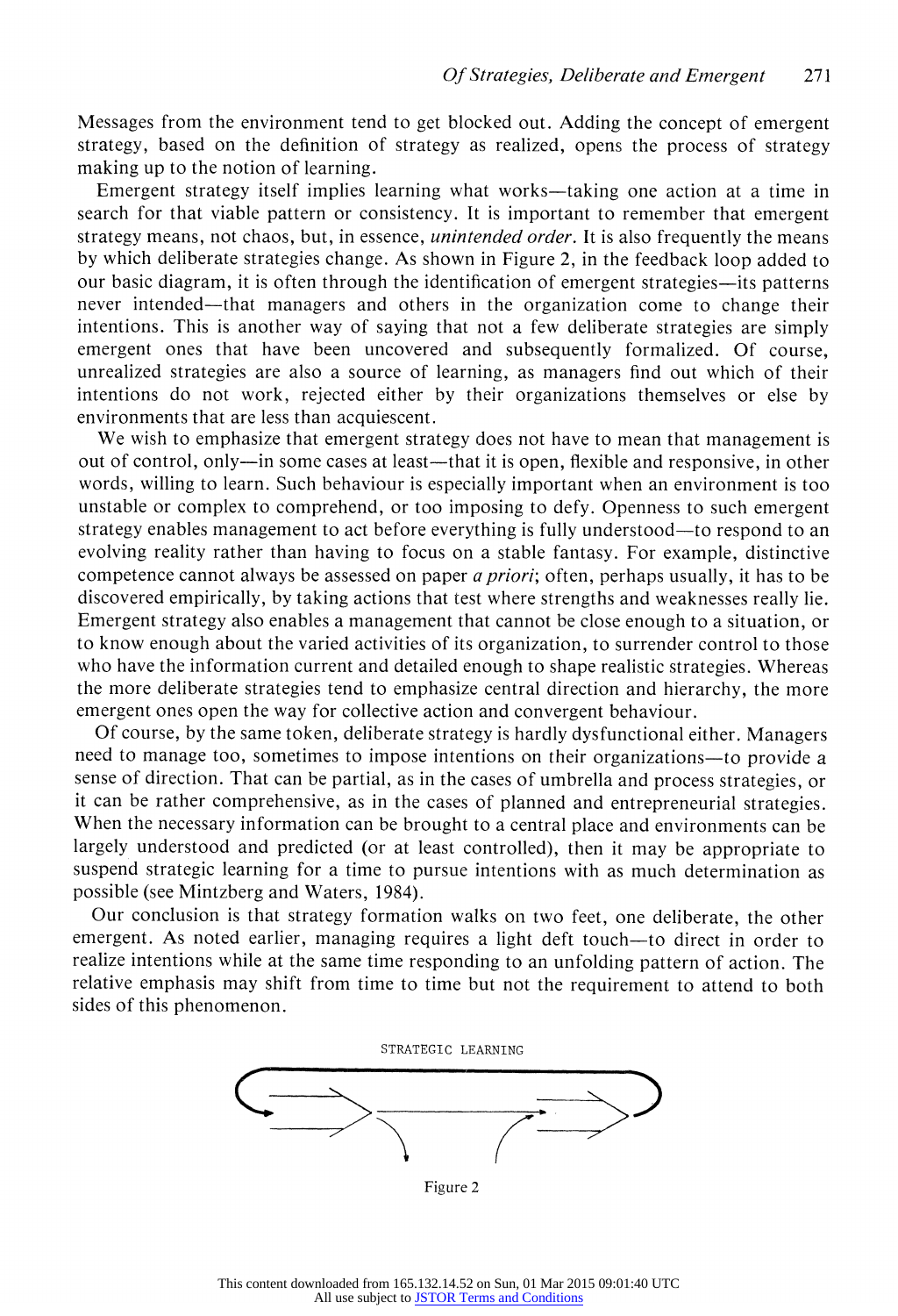Messages from the environment tend to get blocked out. Adding the concept of emergent strategy, based on the definition of strategy as realized, opens the process of strategy making up to the notion of learning.

Emergent strategy itself implies learning what works—taking one action at a time in search for that viable pattern or consistency. It is important to remember that emergent strategy means, not chaos, but, in essence, *unintended order*. It is also frequently the means by which deliberate strategies change. As shown in Figure 2, in the feedback loop added to our basic diagram, it is often through the identification of emergent strategies—its patterns never intended—that managers and others in the organization come to change their intentions. This is another way of saying that not a few deliberate strategies are simply emergent ones that have been uncovered and subsequently formalized. Of course, unrealized strategies are also a source of learning, as managers find out which of their intentions do not work, rejected either by their organizations themselves or else by environments that are less than acquiescent.

We wish to emphasize that emergent strategy does not have to mean that management is out of control, only—in some cases at least—that it is open, flexible and responsive, in other words, willing to learn. Such behaviour is especially important when an environment is too unstable or complex to comprehend, or too imposing to defy. Openness to such emergent strategy enables management to act before everything is fully understood—to respond to an evolving reality rather than having to focus on a stable fantasy. For example, distinctive competence cannot always be assessed on paper *a priori*; often, perhaps usually, it has to be discovered empirically, by taking actions that test where strengths and weaknesses really lie. Emergent strategy also enables a management that cannot be close enough to a situation, or to know enough about the varied activities of its organization, to surrender control to those who have the information current and detailed enough to shape realistic strategies. Whereas the more deliberate strategies tend to emphasize central direction and hierarchy, the more emergent ones open the way for collective action and convergent behaviour.

Of course, by the same token, deliberate strategy is hardly dysfunctional either. Managers need to manage too, sometimes to impose intentions on their organizations—to provide a sense of direction. That can be partial, as in the cases of umbrella and process strategies, or it can be rather comprehensive, as in the cases of planned and entrepreneurial strategies. When the necessary information can be brought to a central place and environments can be largely understood and predicted (or at least controlled), then it may be appropriate to suspend strategic learning for a time to pursue intentions with as much determination as possible (see Mintzberg and Waters, 1984).

Our conclusion is that strategy formation walks on two feet, one deliberate, the other emergent. As noted earlier, managing requires a light deft touch—to direct in order to realize intentions while at the same time responding to an unfolding pattern of action. The relative emphasis may shift from time to time but not the requirement to attend to both sides of this phenomenon.

STRATEGIC LEARNING

Figure 2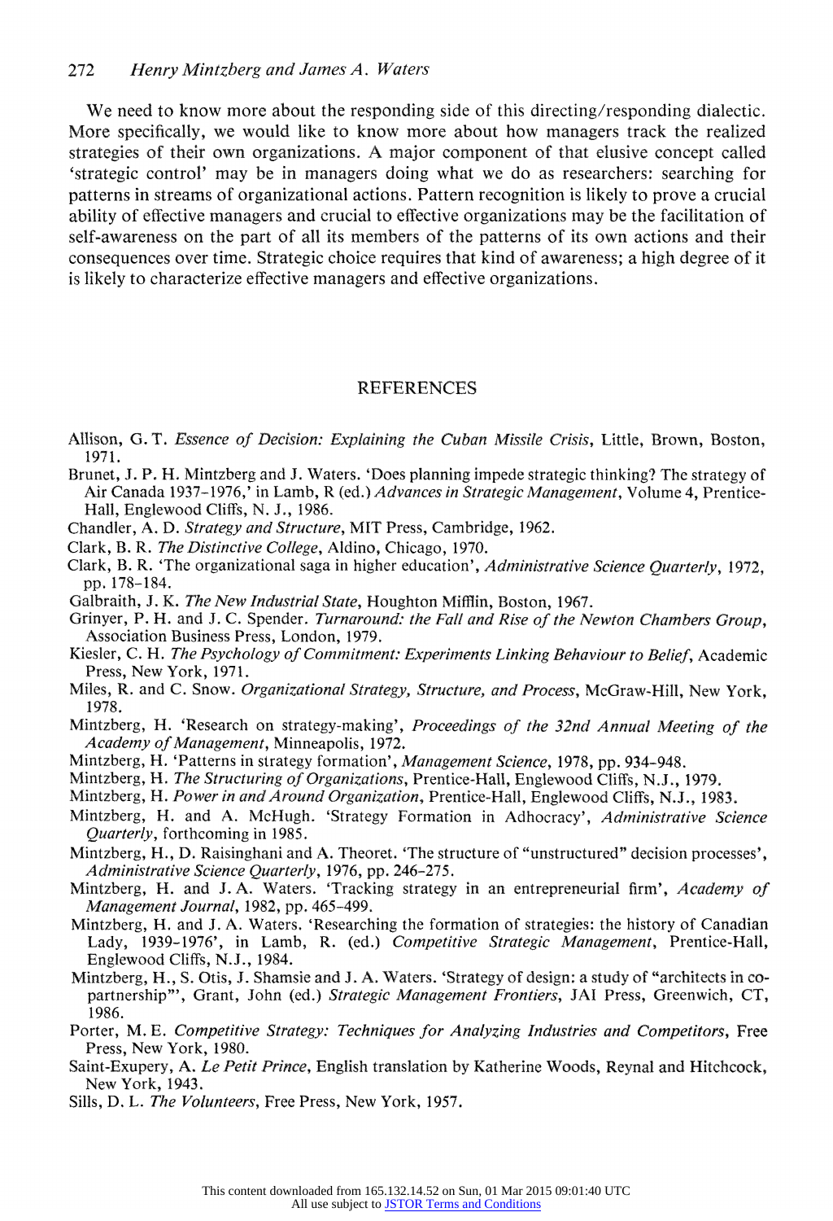We need to know more about the responding side of this directing/responding dialectic. More specifically, we would like to know more about how managers track the realized strategies of their own organizations. A major component of that elusive concept called 'strategic control' may be in managers doing what we do as researchers: searching for patterns in streams of organizational actions. Pattern recognition is likely to prove a crucial ability of effective managers and crucial to effective organizations may be the facilitation of self-awareness on the part of all its members of the patterns of its own actions and their consequences over time. Strategic choice requires that kind of awareness; a high degree of it is likely to characterize effective managers and effective organizations.

## REFERENCES

Allison, G. T. *Essence of Decision: Explaining the Cuban Missile Crisis*, Little, Brown, Boston, 1971.

Brunet, J. P. H. Mintzberg and J. Waters. 'Does planning impede strategic thinking? The strategy of Air Canada 1937–1976,' in Lamb, R (ed.) *Advances in Strategic Management*, Volume 4, Prentice-Hall, Englewood Cliffs, N. J., 1986.

Chandler, A. D. *Strategy and Structure*, MIT Press, Cambridge, 1962.

Clark, B. R. *The Distinctive College*, Aldino, Chicago, 1970.

Clark, B. R. 'The organizational saga in higher education', *Administrative Science Quarterly*, 1972, pp. 178–184.

Galbraith, J. K. *The New Industrial State*, Houghton Mifflin, Boston, 1967.

Grinyer, P. H. and J. C. Spender. *Turnaround: the Fall and Rise of the Newton Chambers Group*, Association Business Press, London, 1979.

Kiesler, C. H. *The Psychology of Commitment: Experiments Linking Behaviour to Belief*, Academic Press, New York, 1971.

Miles, R. and C. Snow. *Organizational Strategy, Structure, and Process*, McGraw-Hill, New York, 1978.

Mintzberg, H. 'Research on strategy-making', *Proceedings of the 32nd Annual Meeting of the Academy of Management*, Minneapolis, 1972.

Mintzberg, H. 'Patterns in strategy formation', *Management Science*, 1978, pp. 934–948.

Mintzberg, H. *The Structuring of Organizations*, Prentice-Hall, Englewood Cliffs, N.J., 1979.

Mintzberg, H. *Power in and Around Organization*, Prentice-Hall, Englewood Cliffs, N.J., 1983.

Mintzberg, H. and A. McHugh. 'Strategy Formation in Adhocracy', *Administrative Science Quarterly*, forthcoming in 1985.

Mintzberg, H., D. Raisinghani and A. Theoret. 'The structure of "unstructured" decision processes', *Administrative Science Quarterly*, 1976, pp. 246–275.

Mintzberg, H. and J. A. Waters. 'Tracking strategy in an entrepreneurial firm', *Academy of Management Journal*, 1982, pp. 465–499.

Mintzberg, H. and J. A. Waters. 'Researching the formation of strategies: the history of Canadian Lady, 1939–1976', in Lamb, R. (ed.) *Competitive Strategic Management*, Prentice-Hall, Englewood Cliffs, N.J., 1984.

Mintzberg, H., S. Otis, J. Shamsie and J. A. Waters. 'Strategy of design: a study of "architects in co-partnership"', Grant, John (ed.) *Strategic Management Frontiers*, JAI Press, Greenwich, CT, 1986.

Porter, M. E. *Competitive Strategy: Techniques for Analyzing Industries and Competitors*, Free Press, New York, 1980.

Saint-Exupery, A. *Le Petit Prince*, English translation by Katherine Woods, Reynal and Hitchcock, New York, 1943.

Sills, D. L. *The Volunteers*, Free Press, New York, 1957.